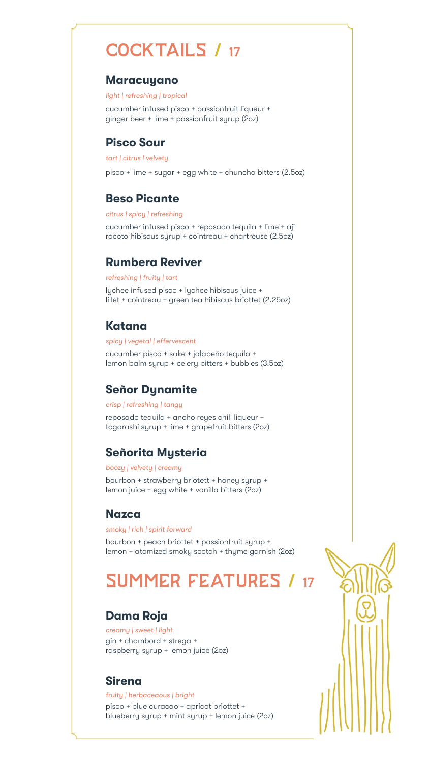# COCKTAILS / 17

## Maracuyano

*light | refreshing | tropical*

cucumber infused pisco + passionfruit liqueur + ginger beer + lime + passionfruit syrup (2oz)

## Pisco Sour

*tart | citrus | velvety*

pisco + lime + sugar + egg white + chuncho bitters (2.5oz)

## Beso Picante

*citrus | spicy | refreshing*

cucumber infused pisco + reposado tequila + lime + aji rocoto hibiscus syrup + cointreau + chartreuse (2.5oz)

## Rumbera Reviver

*refreshing | fruity | tart*

lychee infused pisco + lychee hibiscus juice + lillet + cointreau + green tea hibiscus briottet (2.25oz)

## Katana

*spicy | vegetal | effervescent*

cucumber pisco + sake + jalapeño tequila + lemon balm syrup + celery bitters + bubbles (3.5oz)

## Señor Dynamite

*crisp | refreshing | tangy*

reposado tequila + ancho reyes chili liqueur + togarashi syrup + lime + grapefruit bitters (2oz)

## Señorita Mysteria

*boozy | velvety | creamy*

bourbon + strawberry briotett + honey syrup + lemon juice + egg white + vanilla bitters (2oz)

## Nazca

*smoky | rich | spirit forward*

bourbon + peach briottet + passionfruit syrup + lemon + atomized smoky scotch + thyme garnish (2oz)

# SUMMER FEATURES / 17

## Dama Roja

*creamy | sweet | light*

gin + chambord + strega + raspberry syrup + lemon juice (2oz)

## Sirena

*fruity | herbaceaous | bright*

pisco + blue curacao + apricot briottet + blueberry syrup + mint syrup + lemon juice (2oz)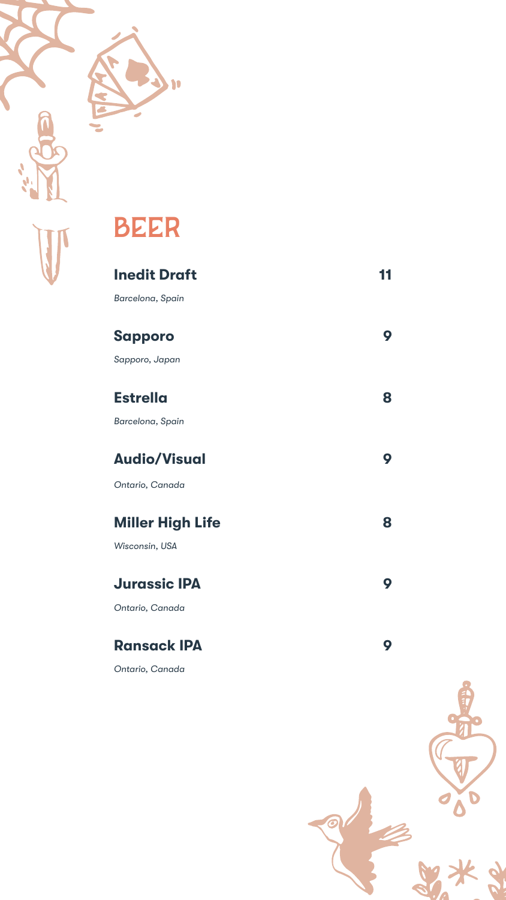# BEER

**Inedit Draft** **11**

*Barcelona, Spain*

**Sapporo** **9**

*Sapporo, Japan*

**Estrella** **8**

*Barcelona, Spain*

**Audio/Visual** **9**

*Ontario, Canada*

**Miller High Life** **8**

*Wisconsin, USA*

**Jurassic IPA** **9**

*Ontario, Canada*

**Ransack IPA** **9**

*Ontario, Canada*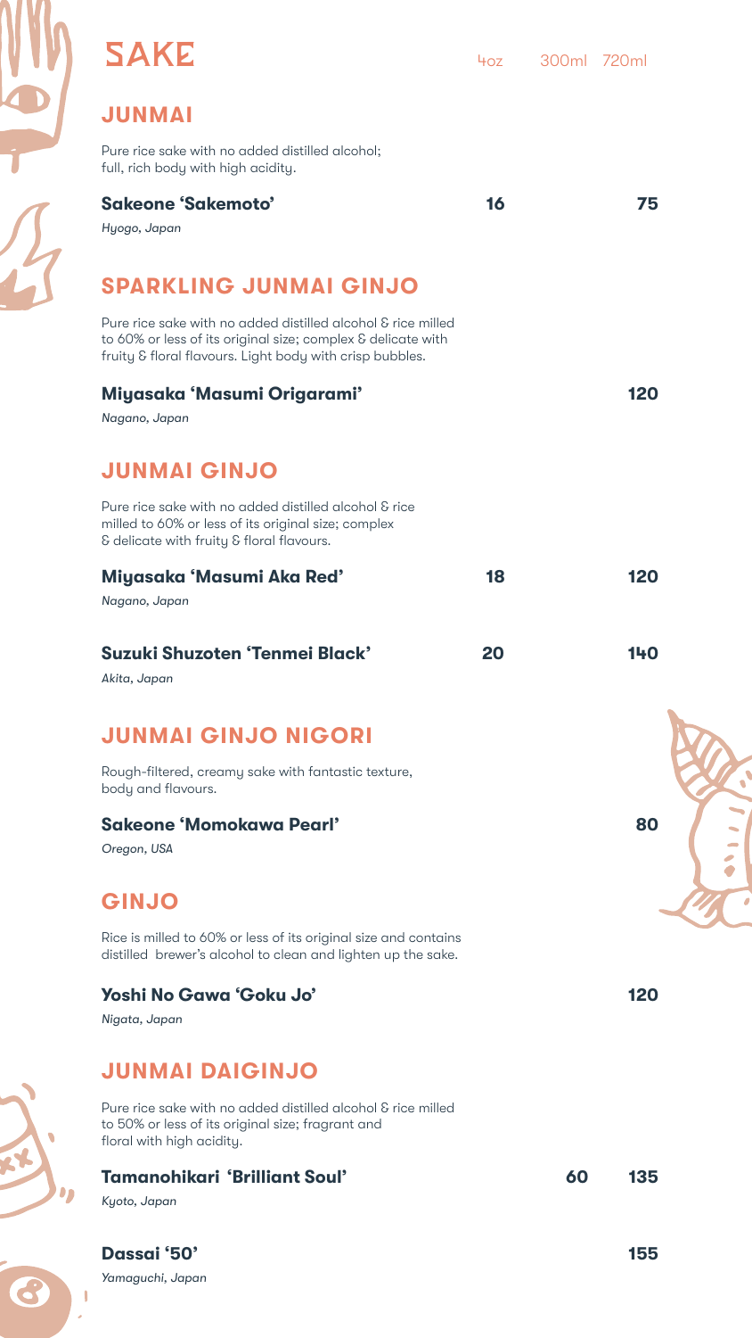# SAKE

| | 4oz | 300ml | 720ml |
|---|---|---|---|

## JUNMAI

Pure rice sake with no added distilled alcohol; full, rich body with high acidity.

| | 4oz | 300ml | 720ml |
|---|---|---|---|
| **Sakeone 'Sakemoto'** *Hyogo, Japan* | 16 | | 75 |

## SPARKLING JUNMAI GINJO

Pure rice sake with no added distilled alcohol & rice milled to 60% or less of its original size; complex & delicate with fruity & floral flavours. Light body with crisp bubbles.

| | 4oz | 300ml | 720ml |
|---|---|---|---|
| **Miyasaka 'Masumi Origarami'** *Nagano, Japan* | | | 120 |

## JUNMAI GINJO

Pure rice sake with no added distilled alcohol & rice milled to 60% or less of its original size; complex & delicate with fruity & floral flavours.

| | 4oz | 300ml | 720ml |
|---|---|---|---|
| **Miyasaka 'Masumi Aka Red'** *Nagano, Japan* | 18 | | 120 |
| **Suzuki Shuzoten 'Tenmei Black'** *Akita, Japan* | 20 | | 140 |

## JUNMAI GINJO NIGORI

Rough-filtered, creamy sake with fantastic texture, body and flavours.

| | 4oz | 300ml | 720ml |
|---|---|---|---|
| **Sakeone 'Momokawa Pearl'** *Oregon, USA* | | | 80 |

## GINJO

Rice is milled to 60% or less of its original size and contains distilled brewer's alcohol to clean and lighten up the sake.

| | 4oz | 300ml | 720ml |
|---|---|---|---|
| **Yoshi No Gawa 'Goku Jo'** *Nigata, Japan* | | | 120 |

## JUNMAI DAIGINJO

Pure rice sake with no added distilled alcohol & rice milled to 50% or less of its original size; fragrant and floral with high acidity.

| | 4oz | 300ml | 720ml |
|---|---|---|---|
| **Tamanohikari 'Brilliant Soul'** *Kyoto, Japan* | | 60 | 135 |
| **Dassai '50'** *Yamaguchi, Japan* | | | 155 |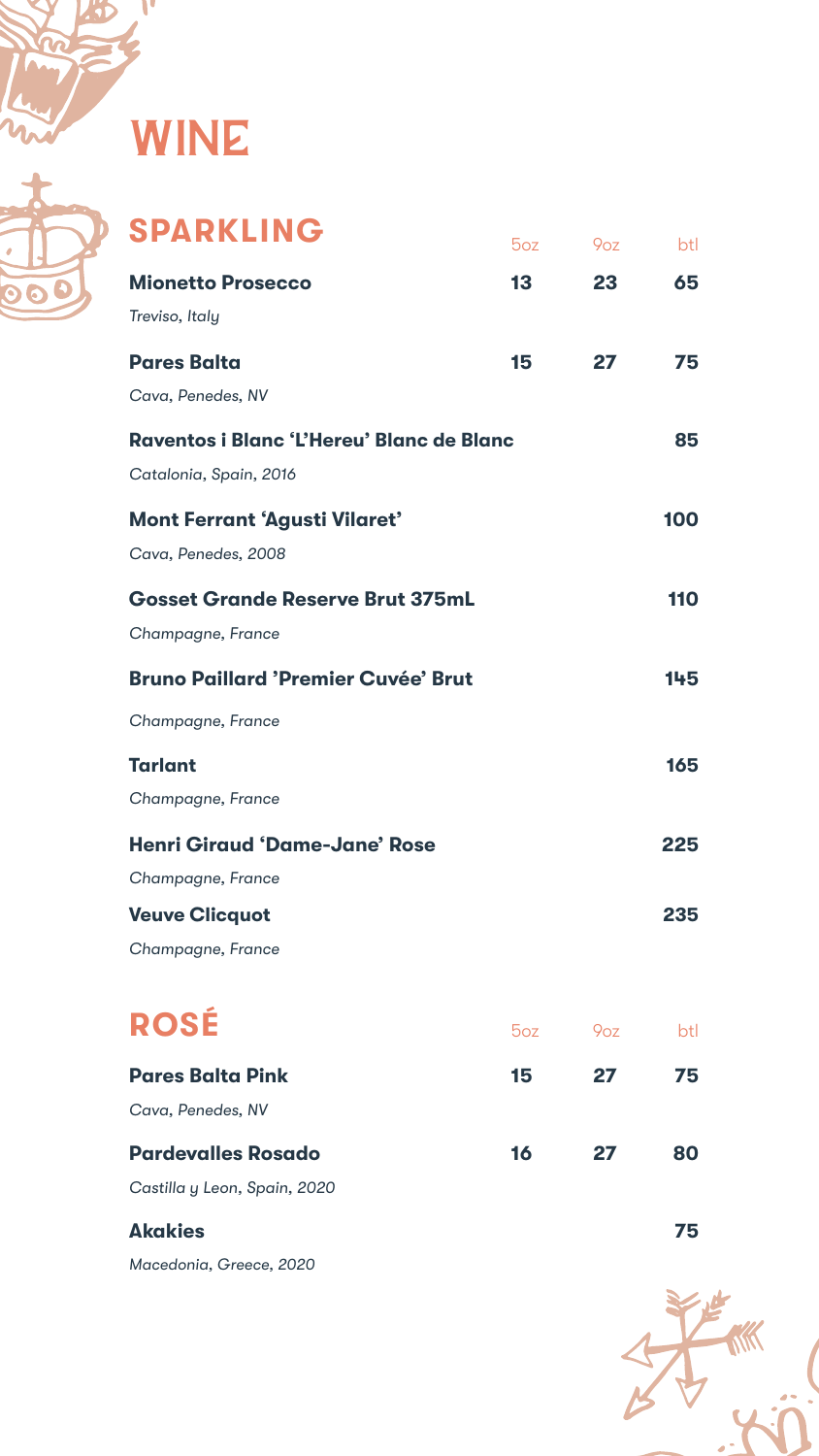# WINE

## SPARKLING

| | 5oz | 9oz | btl |
|---|---|---|---|
| **Mionetto Prosecco**<br>*Treviso, Italy* | **13** | **23** | **65** |
| **Pares Balta**<br>*Cava, Penedes, NV* | **15** | **27** | **75** |
| **Raventos i Blanc 'L'Hereu' Blanc de Blanc**<br>*Catalonia, Spain, 2016* | | | **85** |
| **Mont Ferrant 'Agusti Vilaret'**<br>*Cava, Penedes, 2008* | | | **100** |
| **Gosset Grande Reserve Brut 375mL**<br>*Champagne, France* | | | **110** |
| **Bruno Paillard 'Premier Cuvée' Brut**<br>*Champagne, France* | | | **145** |
| **Tarlant**<br>*Champagne, France* | | | **165** |
| **Henri Giraud 'Dame-Jane' Rose**<br>*Champagne, France* | | | **225** |
| **Veuve Clicquot**<br>*Champagne, France* | | | **235** |

## ROSÉ

| | 5oz | 9oz | btl |
|---|---|---|---|
| **Pares Balta Pink**<br>*Cava, Penedes, NV* | **15** | **27** | **75** |
| **Pardevalles Rosado**<br>*Castilla y Leon, Spain, 2020* | **16** | **27** | **80** |
| **Akakies**<br>*Macedonia, Greece, 2020* | | | **75** |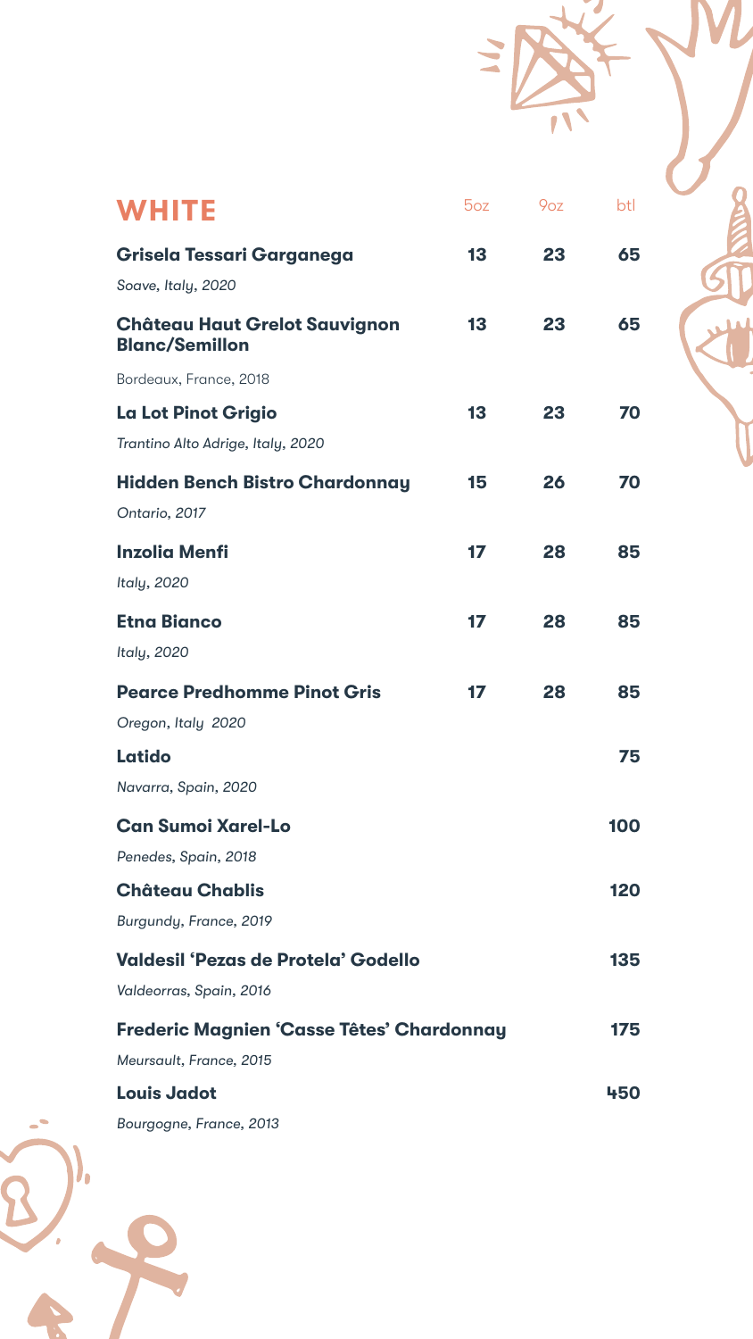## WHITE

| | 5oz | 9oz | btl |
|---|---|---|---|
| **Grisela Tessari Garganega**<br>*Soave, Italy, 2020* | **13** | **23** | **65** |
| **Château Haut Grelot Sauvignon Blanc/Semillon**<br>Bordeaux, France, 2018 | **13** | **23** | **65** |
| **La Lot Pinot Grigio**<br>*Trantino Alto Adrige, Italy, 2020* | **13** | **23** | **70** |
| **Hidden Bench Bistro Chardonnay**<br>*Ontario, 2017* | **15** | **26** | **70** |
| **Inzolia Menfi**<br>*Italy, 2020* | **17** | **28** | **85** |
| **Etna Bianco**<br>*Italy, 2020* | **17** | **28** | **85** |
| **Pearce Predhomme Pinot Gris**<br>*Oregon, Italy 2020* | **17** | **28** | **85** |
| **Latido**<br>*Navarra, Spain, 2020* | | | **75** |
| **Can Sumoi Xarel-Lo**<br>*Penedes, Spain, 2018* | | | **100** |
| **Château Chablis**<br>*Burgundy, France, 2019* | | | **120** |
| **Valdesil 'Pezas de Protela' Godello**<br>*Valdeorras, Spain, 2016* | | | **135** |
| **Frederic Magnien 'Casse Têtes' Chardonnay**<br>*Meursault, France, 2015* | | | **175** |
| **Louis Jadot**<br>*Bourgogne, France, 2013* | | | **450** |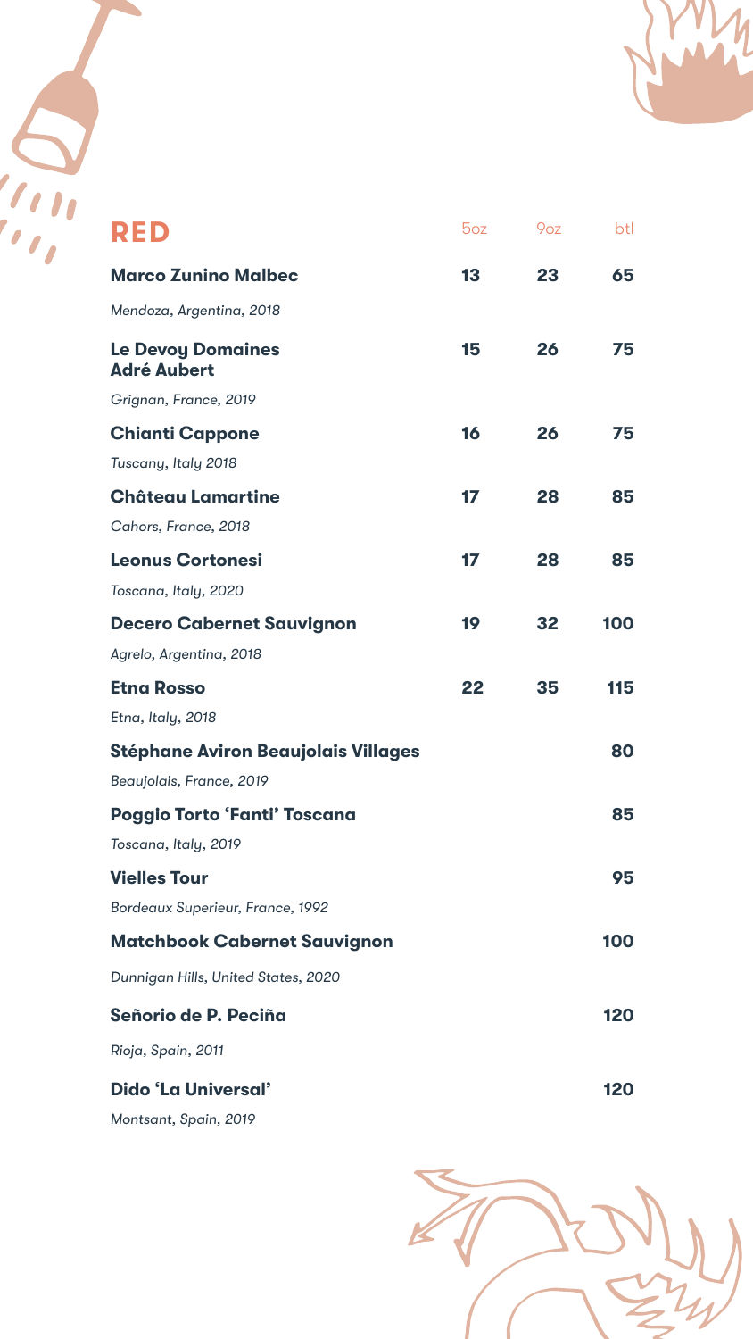# RED

| Wine | 5oz | 9oz | btl |
| --- | --- | --- | --- |
| **Marco Zunino Malbec**<br>*Mendoza, Argentina, 2018* | 13 | 23 | 65 |
| **Le Devoy Domaines Adré Aubert**<br>*Grignan, France, 2019* | 15 | 26 | 75 |
| **Chianti Cappone**<br>*Tuscany, Italy 2018* | 16 | 26 | 75 |
| **Château Lamartine**<br>*Cahors, France, 2018* | 17 | 28 | 85 |
| **Leonus Cortonesi**<br>*Toscana, Italy, 2020* | 17 | 28 | 85 |
| **Decero Cabernet Sauvignon**<br>*Agrelo, Argentina, 2018* | 19 | 32 | 100 |
| **Etna Rosso**<br>*Etna, Italy, 2018* | 22 | 35 | 115 |
| **Stéphane Aviron Beaujolais Villages**<br>*Beaujolais, France, 2019* | | | 80 |
| **Poggio Torto 'Fanti' Toscana**<br>*Toscana, Italy, 2019* | | | 85 |
| **Vielles Tour**<br>*Bordeaux Superieur, France, 1992* | | | 95 |
| **Matchbook Cabernet Sauvignon**<br>*Dunnigan Hills, United States, 2020* | | | 100 |
| **Señorio de P. Peciña**<br>*Rioja, Spain, 2011* | | | 120 |
| **Dido 'La Universal'**<br>*Montsant, Spain, 2019* | | | 120 |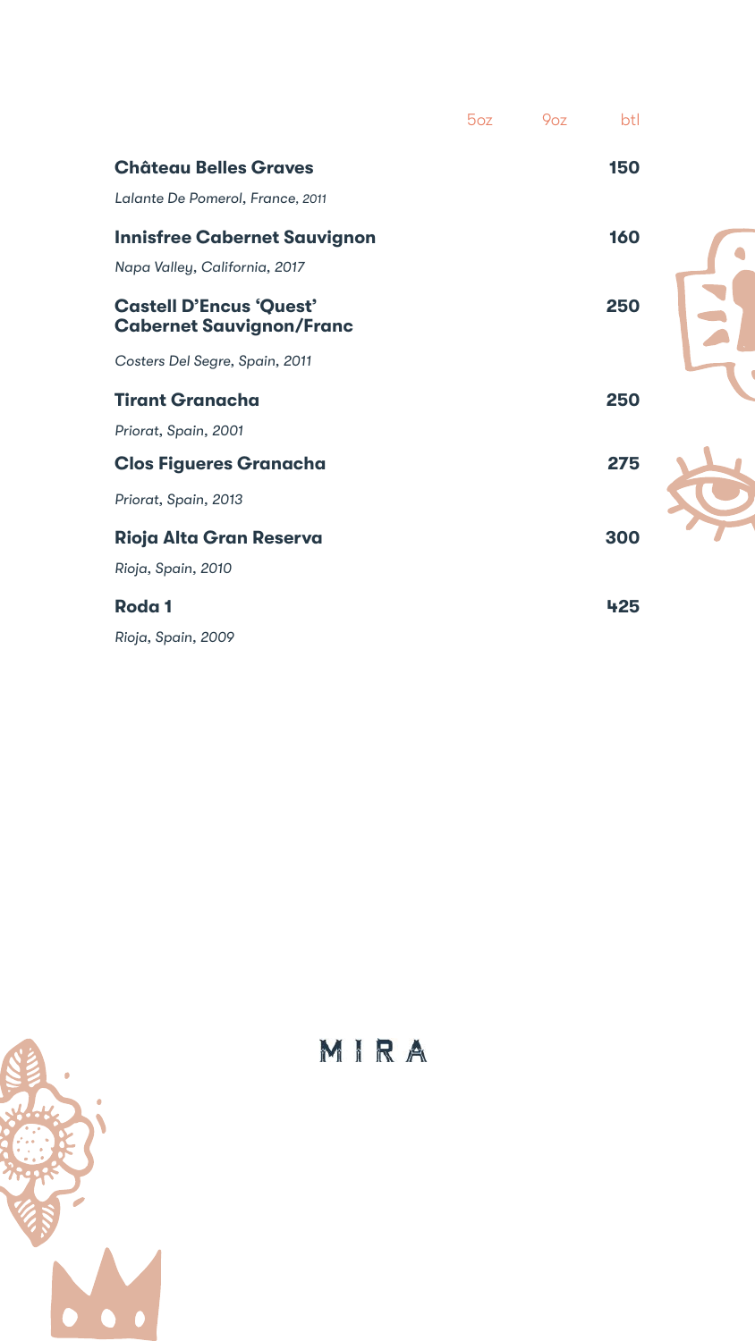| | 5oz | 9oz | btl |
|---|---|---|---|
| **Château Belles Graves**<br>*Lalante De Pomerol, France, 2011* | | | **150** |
| **Innisfree Cabernet Sauvignon**<br>*Napa Valley, California, 2017* | | | **160** |
| **Castell D'Encus 'Quest' Cabernet Sauvignon/Franc**<br>*Costers Del Segre, Spain, 2011* | | | **250** |
| **Tirant Granacha**<br>*Priorat, Spain, 2001* | | | **250** |
| **Clos Figueres Granacha**<br>*Priorat, Spain, 2013* | | | **275** |
| **Rioja Alta Gran Reserva**<br>*Rioja, Spain, 2010* | | | **300** |
| **Roda 1**<br>*Rioja, Spain, 2009* | | | **425** |

MIRA